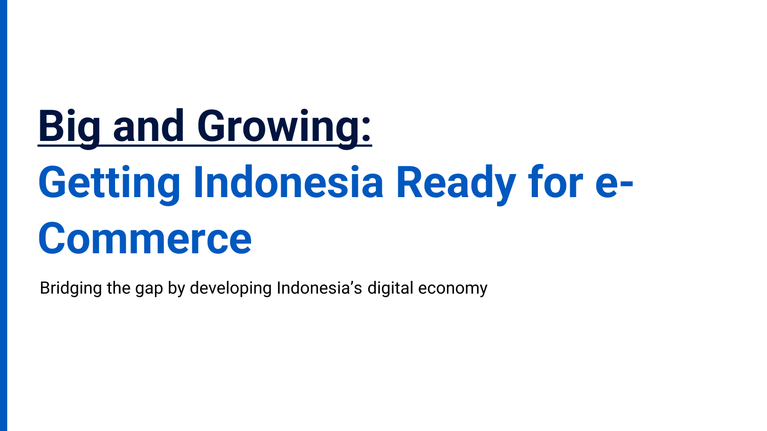# Big and Growing:

# Getting Indonesia Ready for e-Commerce

Bridging the gap by developing Indonesia’s digital economy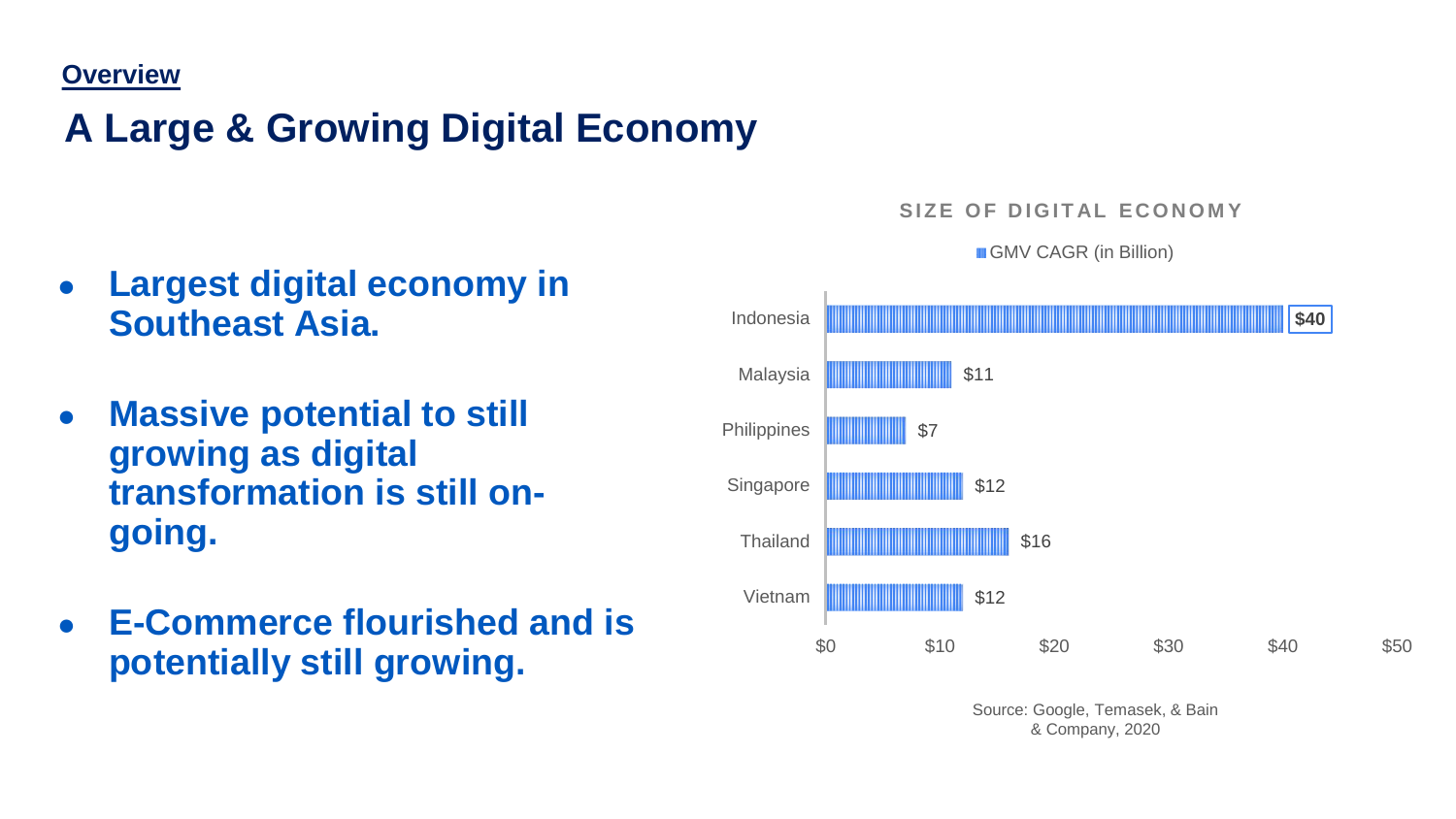**Overview**

# A Large & Growing Digital Economy

- **Largest digital economy in Southeast Asia.**
- **Massive potential to still growing as digital transformation is still on-going.**
- **E-Commerce flourished and is potentially still growing.**

**SIZE OF DIGITAL ECONOMY**

GMV CAGR (in Billion)

| Country | GMV CAGR (in Billion) |
| --- | --- |
| Indonesia | $40 |
| Malaysia | $11 |
| Philippines | $7 |
| Singapore | $12 |
| Thailand | $16 |
| Vietnam | $12 |

Source: Google, Temasek, & Bain & Company, 2020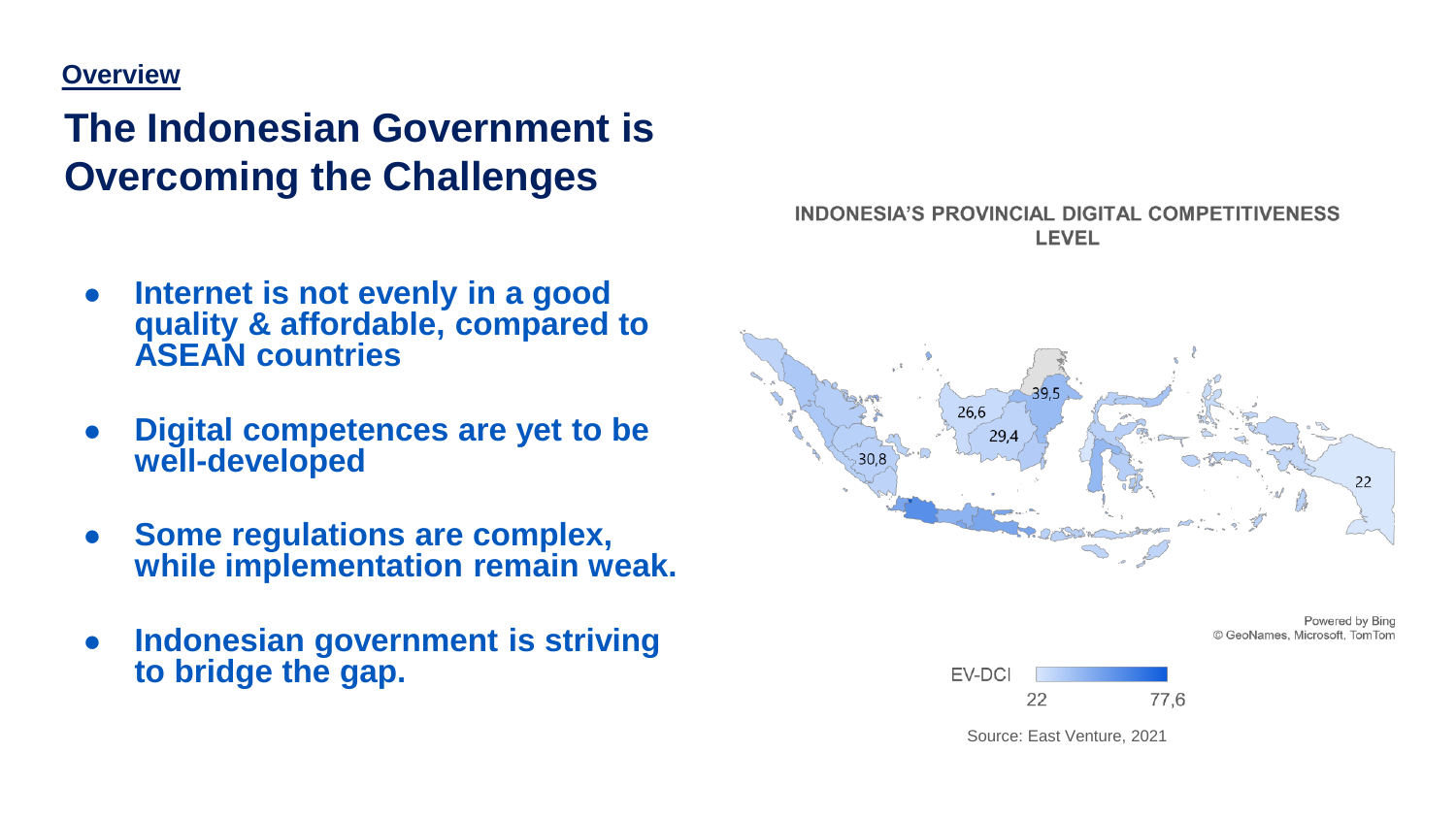**Overview**

# The Indonesian Government is Overcoming the Challenges

- **Internet is not evenly in a good quality & affordable, compared to ASEAN countries**
- **Digital competences are yet to be well-developed**
- **Some regulations are complex, while implementation remain weak.**
- **Indonesian government is striving to bridge the gap.**

**INDONESIA'S PROVINCIAL DIGITAL COMPETITIVENESS LEVEL**

Powered by Bing
© GeoNames, Microsoft, TomTom

EV-DCI 22 – 77,6

Source: East Venture, 2021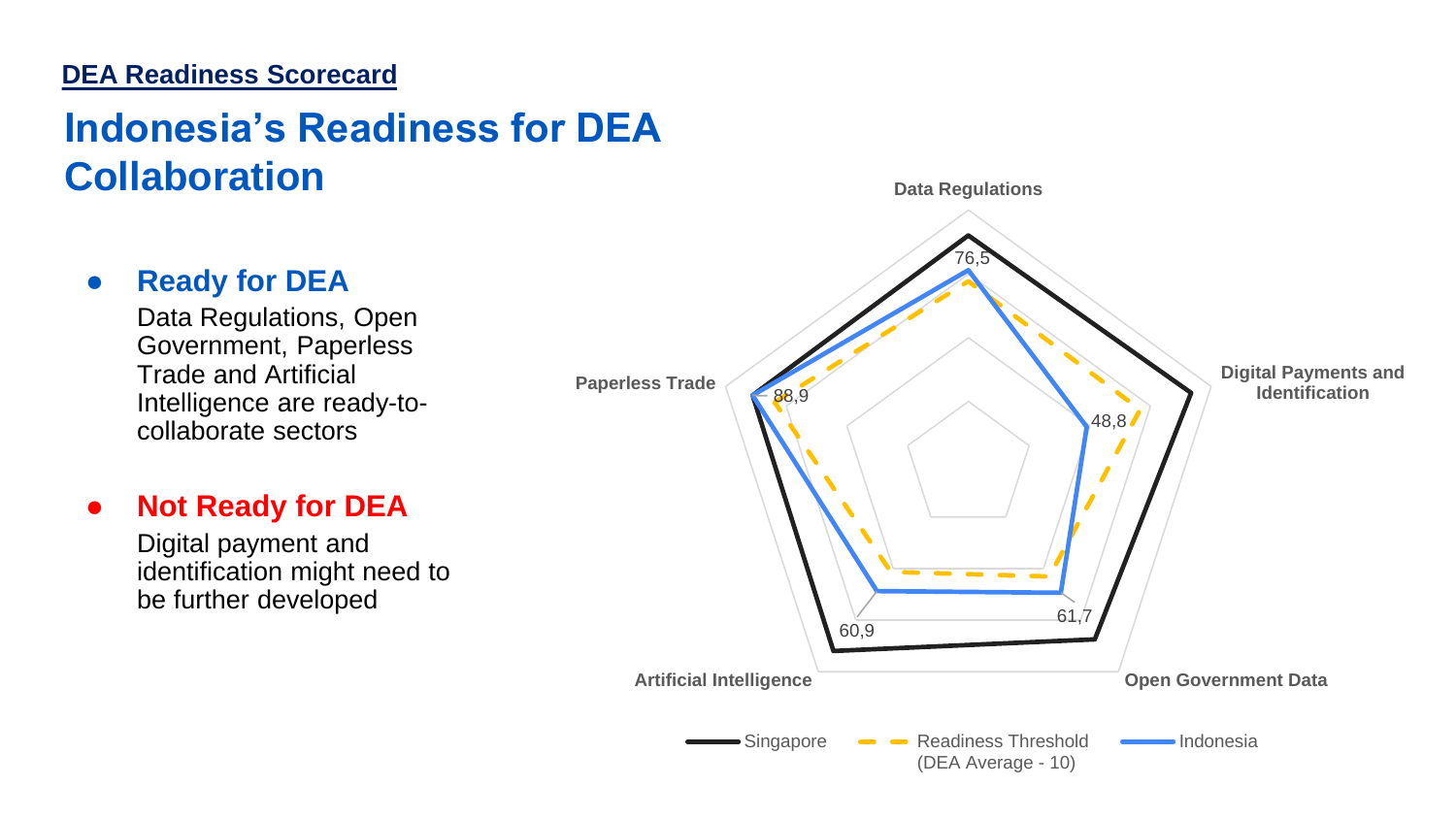**DEA Readiness Scorecard**

# Indonesia's Readiness for DEA Collaboration

- **Ready for DEA**
  Data Regulations, Open Government, Paperless Trade and Artificial Intelligence are ready-to-collaborate sectors

- **Not Ready for DEA**
  Digital payment and identification might need to be further developed

Data Regulations

Digital Payments and Identification

Open Government Data

Artificial Intelligence

Paperless Trade

76,5

48,8

61,7

60,9

88,9

Singapore — Readiness Threshold (DEA Average - 10) — Indonesia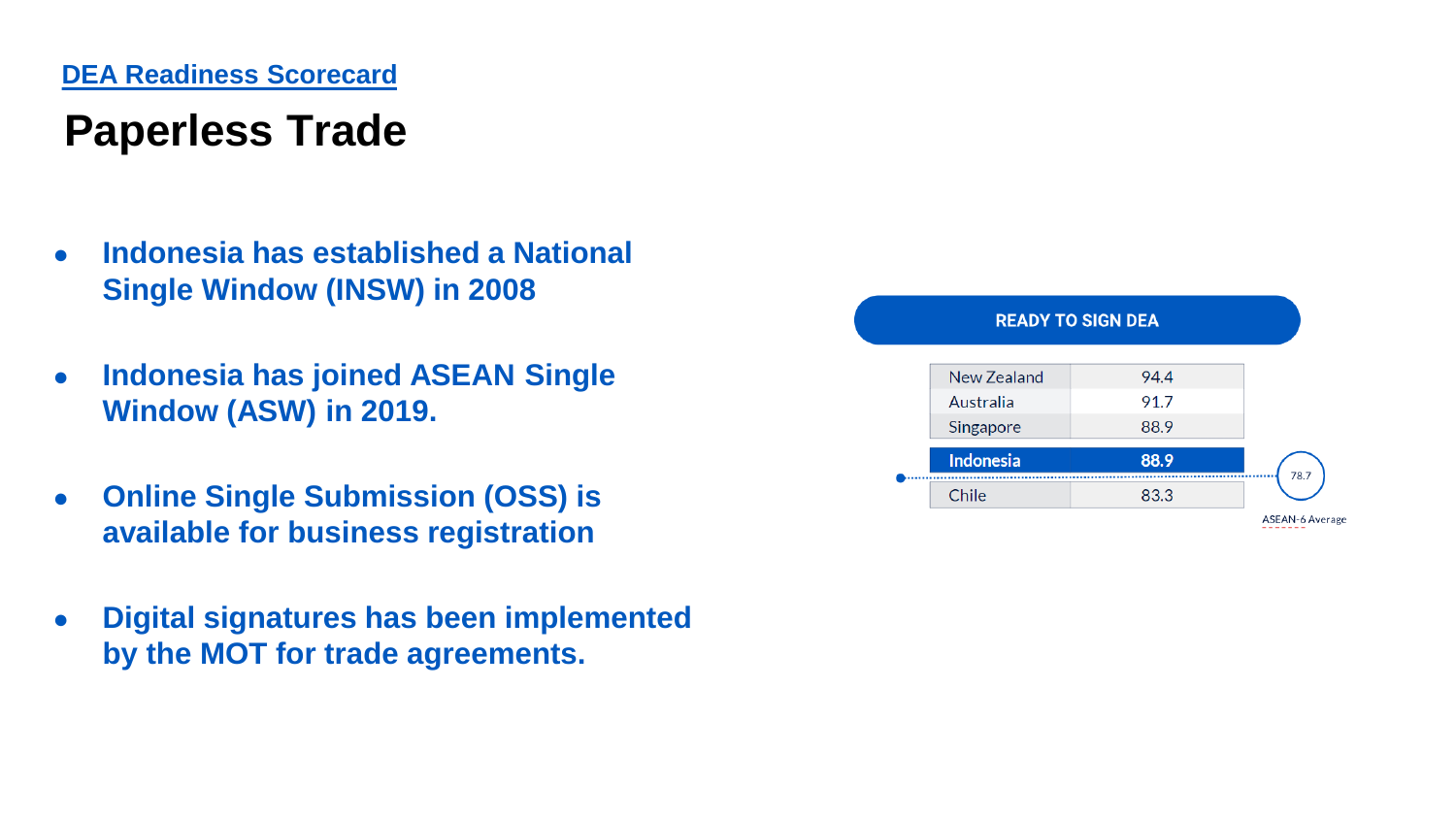[DEA Readiness Scorecard]

# Paperless Trade

- **Indonesia has established a National Single Window (INSW) in 2008**
- **Indonesia has joined ASEAN Single Window (ASW) in 2019.**
- **Online Single Submission (OSS) is available for business registration**
- **Digital signatures has been implemented by the MOT for trade agreements.**

**READY TO SIGN DEA**

| Country | Score |
|---|---|
| New Zealand | 94.4 |
| Australia | 91.7 |
| Singapore | 88.9 |
| **Indonesia** | **88.9** |
| Chile | 83.3 |

ASEAN-6 Average: 78.7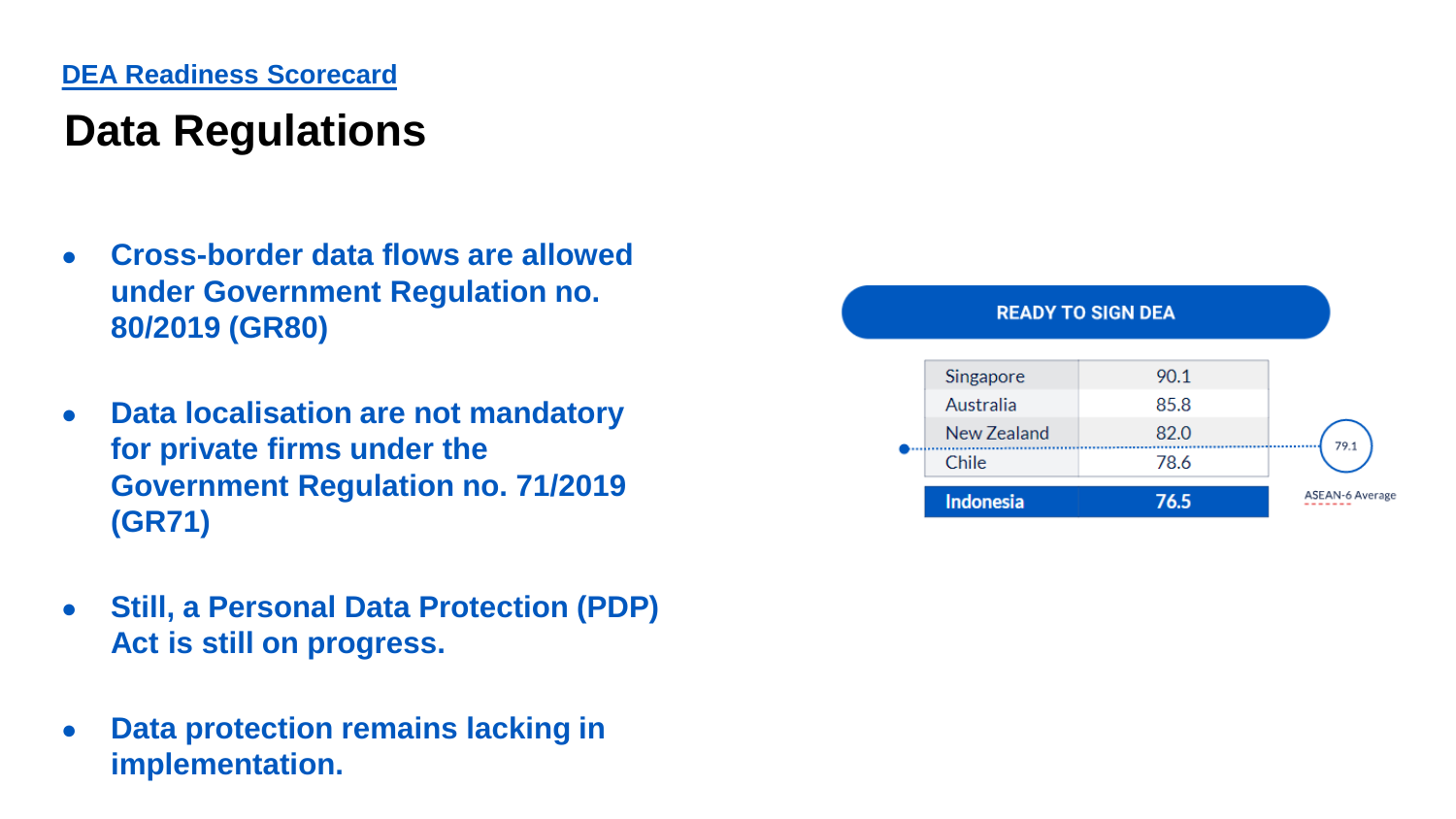DEA Readiness Scorecard

# Data Regulations

- **Cross-border data flows are allowed under Government Regulation no. 80/2019 (GR80)**
- **Data localisation are not mandatory for private firms under the Government Regulation no. 71/2019 (GR71)**
- **Still, a Personal Data Protection (PDP) Act is still on progress.**
- **Data protection remains lacking in implementation.**

**READY TO SIGN DEA**

| Country | Score |
|---|---|
| Singapore | 90.1 |
| Australia | 85.8 |
| New Zealand | 82.0 |
| Chile | 78.6 |
| **Indonesia** | **76.5** |

ASEAN-6 Average: 79.1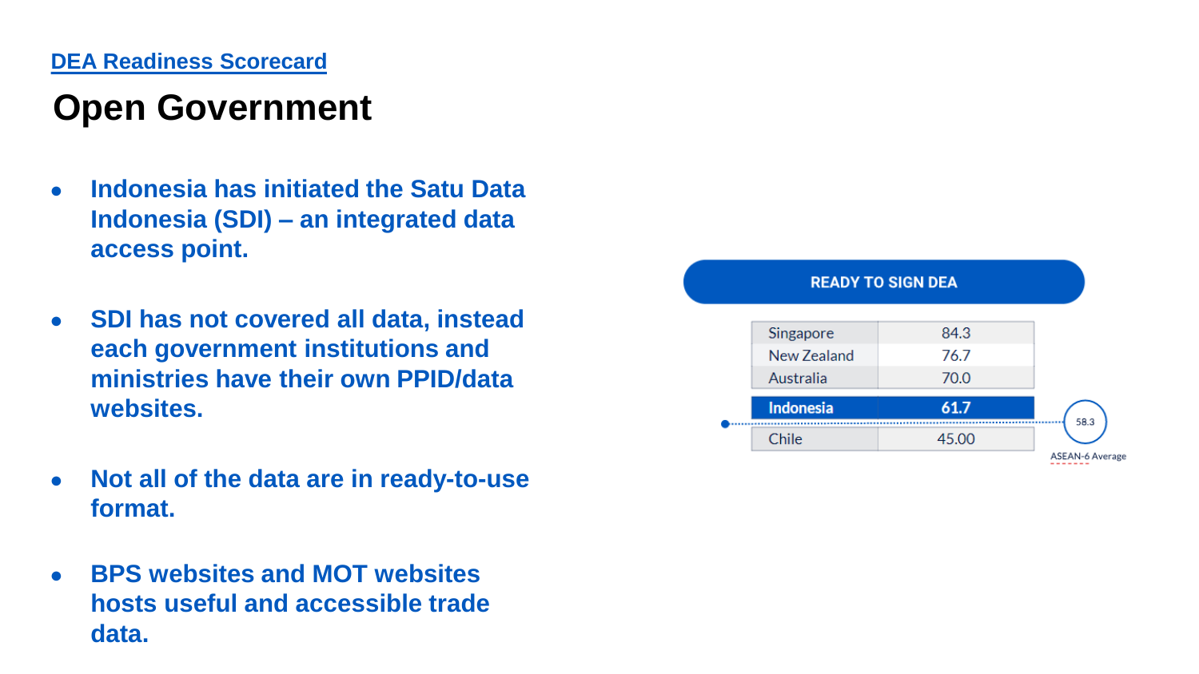[DEA Readiness Scorecard]

# Open Government

- **Indonesia has initiated the Satu Data Indonesia (SDI) – an integrated data access point.**
- **SDI has not covered all data, instead each government institutions and ministries have their own PPID/data websites.**
- **Not all of the data are in ready-to-use format.**
- **BPS websites and MOT websites hosts useful and accessible trade data.**

**READY TO SIGN DEA**

| Country | Score |
|---|---|
| Singapore | 84.3 |
| New Zealand | 76.7 |
| Australia | 70.0 |
| **Indonesia** | **61.7** |
| Chile | 45.00 |

ASEAN-6 Average: 58.3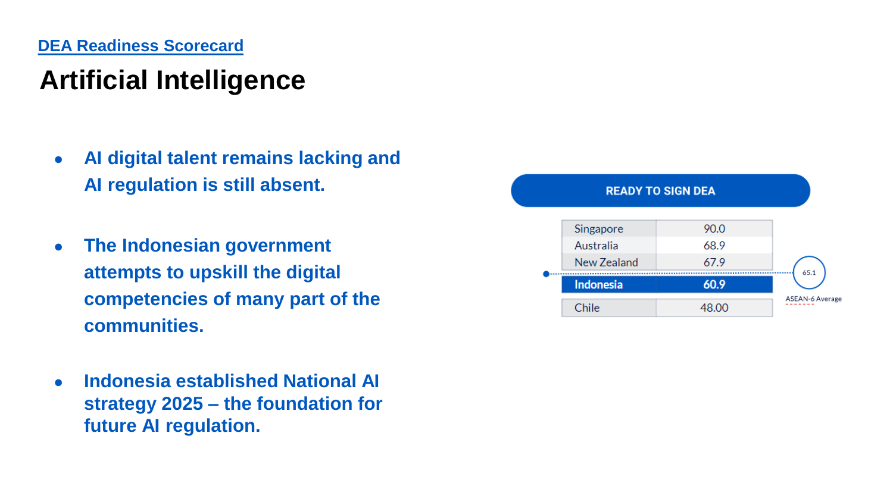DEA Readiness Scorecard

# Artificial Intelligence

- **AI digital talent remains lacking and AI regulation is still absent.**
- **The Indonesian government attempts to upskill the digital competencies of many part of the communities.**
- **Indonesia established National AI strategy 2025 – the foundation for future AI regulation.**

**READY TO SIGN DEA**

| Country | Score |
|---|---|
| Singapore | 90.0 |
| Australia | 68.9 |
| New Zealand | 67.9 |
| **Indonesia** | **60.9** |
| Chile | 48.00 |

65.1 ASEAN-6 Average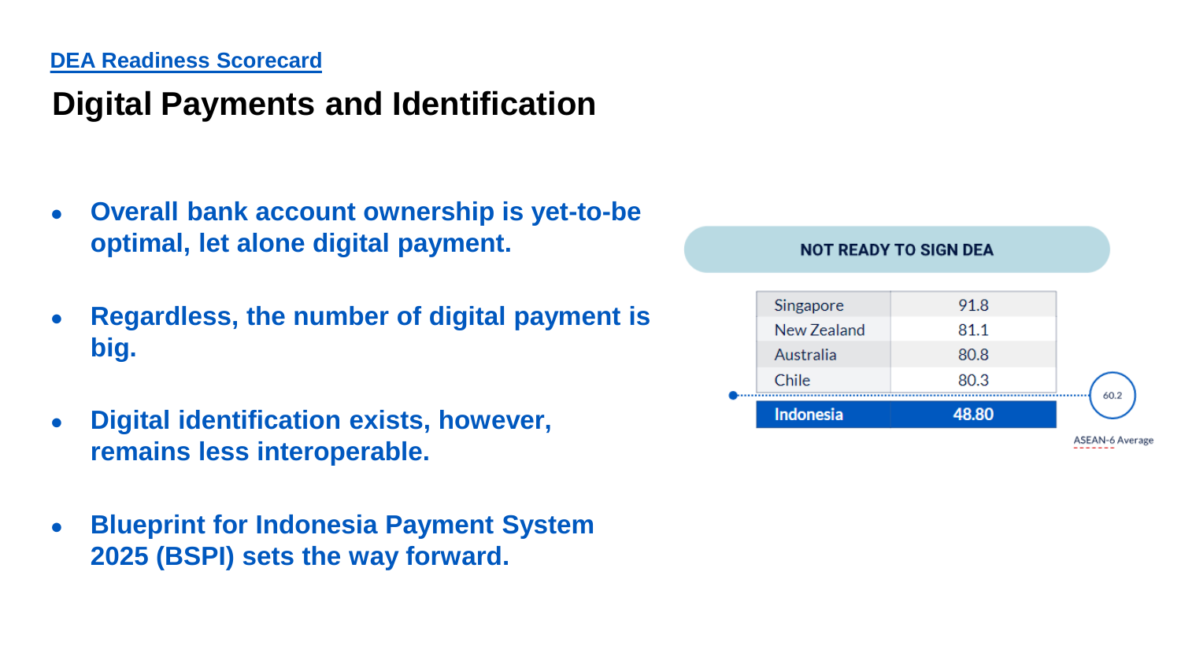[DEA Readiness Scorecard]

# Digital Payments and Identification

- **Overall bank account ownership is yet-to-be optimal, let alone digital payment.**
- **Regardless, the number of digital payment is big.**
- **Digital identification exists, however, remains less interoperable.**
- **Blueprint for Indonesia Payment System 2025 (BSPI) sets the way forward.**

**NOT READY TO SIGN DEA**

| Country | Score |
|---|---|
| Singapore | 91.8 |
| New Zealand | 81.1 |
| Australia | 80.8 |
| Chile | 80.3 |
| **Indonesia** | **48.80** |

ASEAN-6 Average: 60.2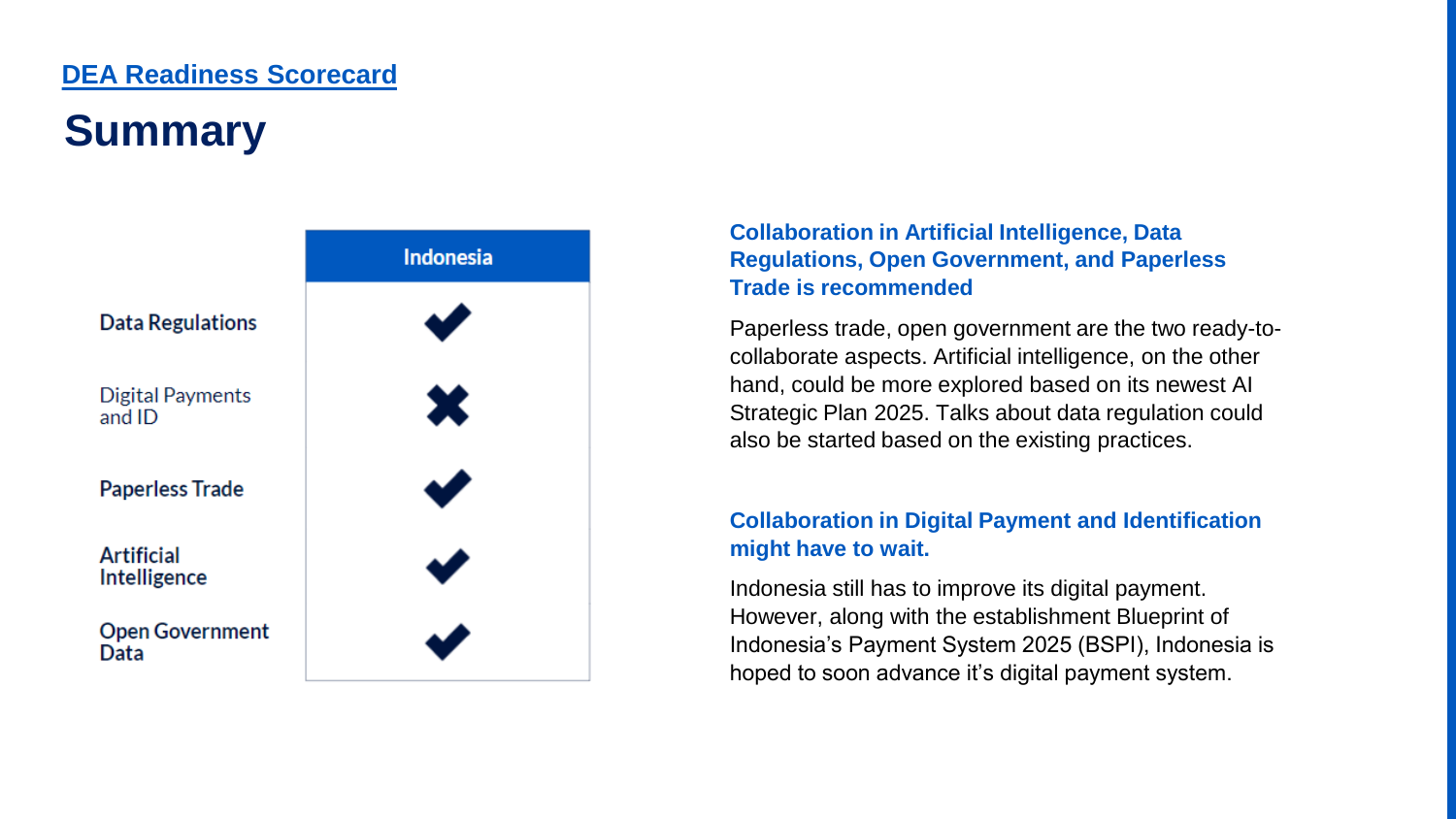[DEA Readiness Scorecard]

# Summary

| | Indonesia |
|---|---|
| Data Regulations | ✔ |
| Digital Payments and ID | ✖ |
| Paperless Trade | ✔ |
| Artificial Intelligence | ✔ |
| Open Government Data | ✔ |

### Collaboration in Artificial Intelligence, Data Regulations, Open Government, and Paperless Trade is recommended

Paperless trade, open government are the two ready-to-collaborate aspects. Artificial intelligence, on the other hand, could be more explored based on its newest AI Strategic Plan 2025. Talks about data regulation could also be started based on the existing practices.

### Collaboration in Digital Payment and Identification might have to wait.

Indonesia still has to improve its digital payment. However, along with the establishment Blueprint of Indonesia's Payment System 2025 (BSPI), Indonesia is hoped to soon advance it's digital payment system.